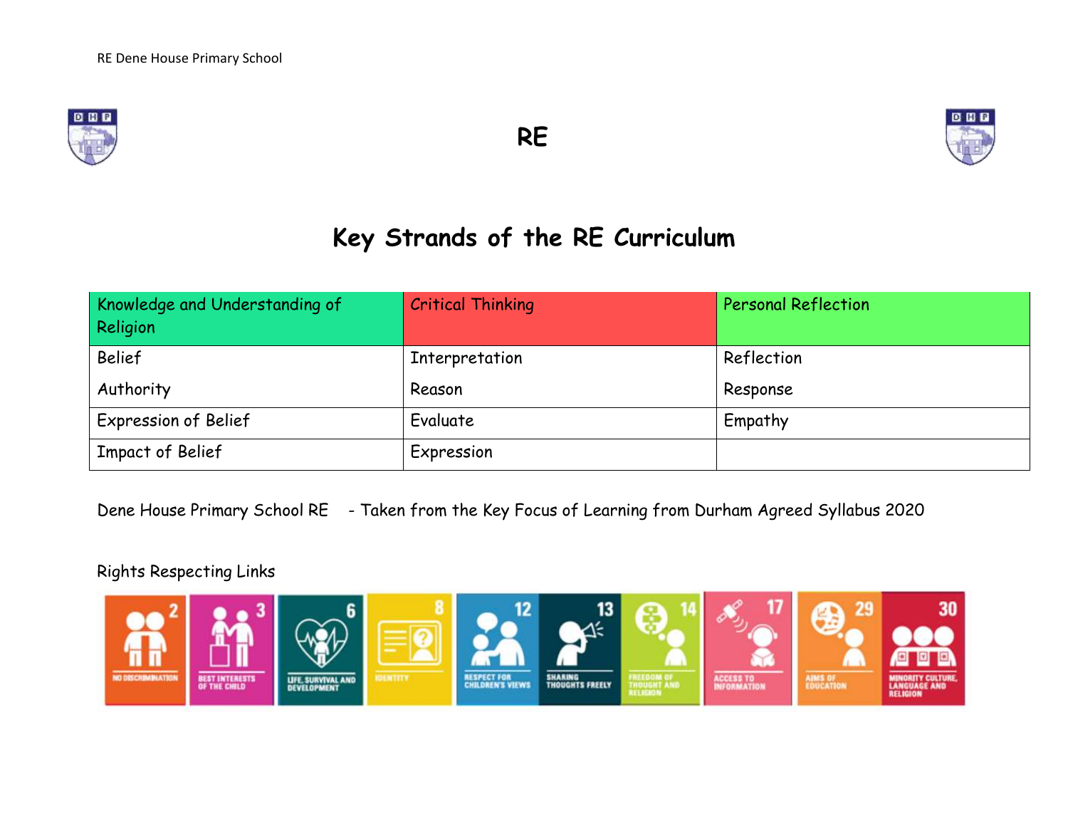# RE

## Key Strands of the RE Curriculum

| Knowledge and Understanding of Religion | Critical Thinking | Personal Reflection |
|---|---|---|
| Belief<br>Authority | Interpretation<br>Reason | Reflection<br>Response |
| Expression of Belief | Evaluate | Empathy |
| Impact of Belief | Expression | |

Dene House Primary School RE - Taken from the Key Focus of Learning from Durham Agreed Syllabus 2020

Rights Respecting Links

2 NO DISCRIMINATION
3 BEST INTERESTS OF THE CHILD
6 LIFE, SURVIVAL AND DEVELOPMENT
8 IDENTITY
12 RESPECT FOR CHILDREN'S VIEWS
13 SHARING THOUGHTS FREELY
14 FREEDOM OF THOUGHT AND RELIGION
17 ACCESS TO INFORMATION
29 AIMS OF EDUCATION
30 MINORITY CULTURE, LANGUAGE AND RELIGION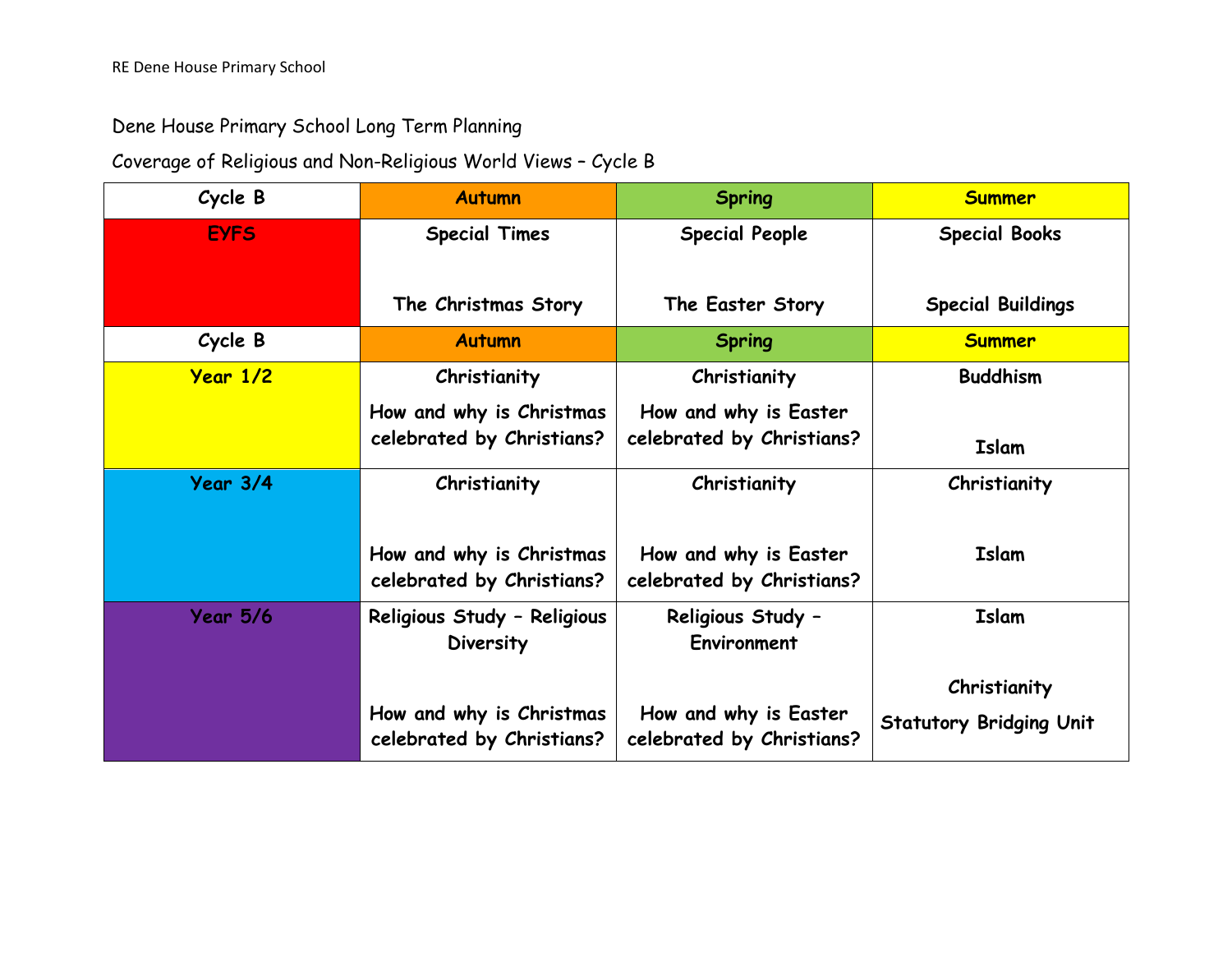Dene House Primary School Long Term Planning

Coverage of Religious and Non-Religious World Views – Cycle B

| Cycle B | Autumn | Spring | Summer |
|---|---|---|---|
| **EYFS** | **Special Times**<br><br>**The Christmas Story** | **Special People**<br><br>**The Easter Story** | **Special Books**<br><br>**Special Buildings** |
| **Cycle B** | **Autumn** | **Spring** | **Summer** |
| **Year 1/2** | **Christianity**<br>**How and why is Christmas celebrated by Christians?** | **Christianity**<br>**How and why is Easter celebrated by Christians?** | **Buddhism**<br><br>**Islam** |
| **Year 3/4** | **Christianity**<br><br>**How and why is Christmas celebrated by Christians?** | **Christianity**<br><br>**How and why is Easter celebrated by Christians?** | **Christianity**<br><br>**Islam** |
| **Year 5/6** | **Religious Study – Religious Diversity**<br><br>**How and why is Christmas celebrated by Christians?** | **Religious Study – Environment**<br><br>**How and why is Easter celebrated by Christians?** | **Islam**<br><br>**Christianity**<br>**Statutory Bridging Unit** |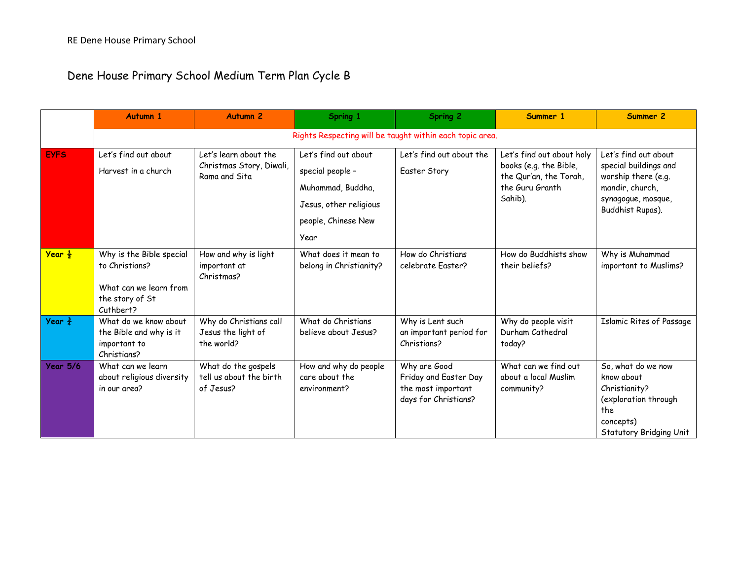# Dene House Primary School Medium Term Plan Cycle B

| | Autumn 1 | Autumn 2 | Spring 1 | Spring 2 | Summer 1 | Summer 2 |
|---|---|---|---|---|---|---|
| | Rights Respecting will be taught within each topic area. | | | | | |
| **EYFS** | Let's find out about Harvest in a church | Let's learn about the Christmas Story, Diwali, Rama and Sita | Let's find out about special people – Muhammad, Buddha, Jesus, other religious people, Chinese New Year | Let's find out about the Easter Story | Let's find out about holy books (e.g. the Bible, the Qur'an, the Torah, the Guru Granth Sahib). | Let's find out about special buildings and worship there (e.g. mandir, church, synagogue, mosque, Buddhist Rupas). |
| **Year ½** | Why is the Bible special to Christians?<br><br>What can we learn from the story of St Cuthbert? | How and why is light important at Christmas? | What does it mean to belong in Christianity? | How do Christians celebrate Easter? | How do Buddhists show their beliefs? | Why is Muhammad important to Muslims? |
| **Year ¾** | What do we know about the Bible and why is it important to Christians? | Why do Christians call Jesus the light of the world? | What do Christians believe about Jesus? | Why is Lent such an important period for Christians? | Why do people visit Durham Cathedral today? | Islamic Rites of Passage |
| **Year 5/6** | What can we learn about religious diversity in our area? | What do the gospels tell us about the birth of Jesus? | How and why do people care about the environment? | Why are Good Friday and Easter Day the most important days for Christians? | What can we find out about a local Muslim community? | So, what do we now know about Christianity? (exploration through the concepts)<br>Statutory Bridging Unit |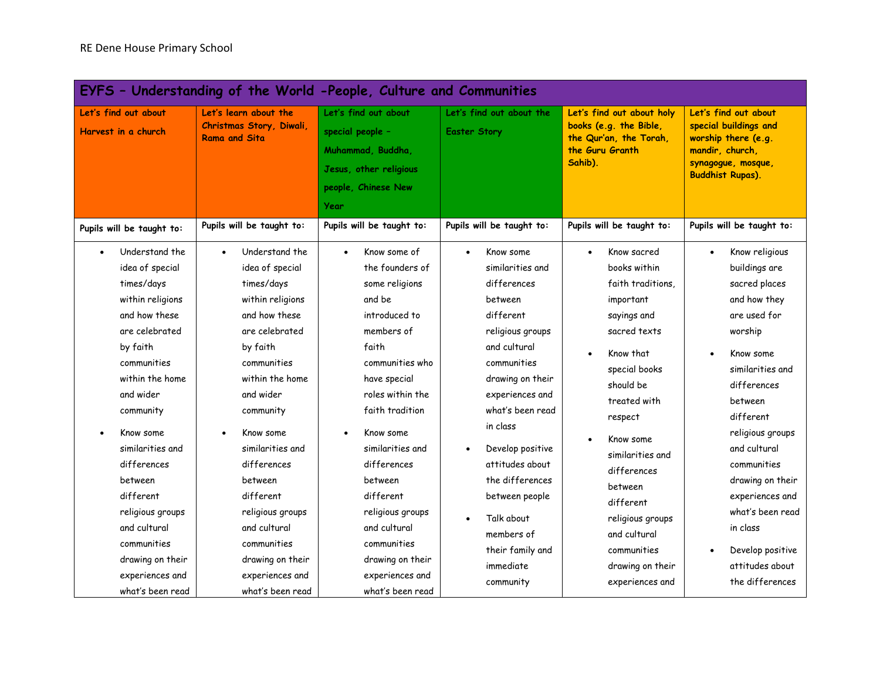RE Dene House Primary School

| EYFS – Understanding of the World -People, Culture and Communities | | | | | |
|---|---|---|---|---|---|
| Let's find out about Harvest in a church | Let's learn about the Christmas Story, Diwali, Rama and Sita | Let's find out about special people – Muhammad, Buddha, Jesus, other religious people, Chinese New Year | Let's find out about the Easter Story | Let's find out about holy books (e.g. the Bible, the Qur'an, the Torah, the Guru Granth Sahib). | Let's find out about special buildings and worship there (e.g. mandir, church, synagogue, mosque, Buddhist Rupas). |
| Pupils will be taught to: | Pupils will be taught to: | Pupils will be taught to: | Pupils will be taught to: | Pupils will be taught to: | Pupils will be taught to: |
| • Understand the idea of special times/days within religions and how these are celebrated by faith communities within the home and wider community<br>• Know some similarities and differences between different religious groups and cultural communities drawing on their experiences and what's been read | • Understand the idea of special times/days within religions and how these are celebrated by faith communities within the home and wider community<br>• Know some similarities and differences between different religious groups and cultural communities drawing on their experiences and what's been read | • Know some of the founders of some religions and be introduced to members of faith communities who have special roles within the faith tradition<br>• Know some similarities and differences between different religious groups and cultural communities drawing on their experiences and what's been read | • Know some similarities and differences between different religious groups and cultural communities drawing on their experiences and what's been read in class<br>• Develop positive attitudes about the differences between people<br>• Talk about members of their family and immediate community | • Know sacred books within faith traditions, important sayings and sacred texts<br>• Know that special books should be treated with respect<br>• Know some similarities and differences between different religious groups and cultural communities drawing on their experiences and | • Know religious buildings are sacred places and how they are used for worship<br>• Know some similarities and differences between different religious groups and cultural communities drawing on their experiences and what's been read in class<br>• Develop positive attitudes about the differences |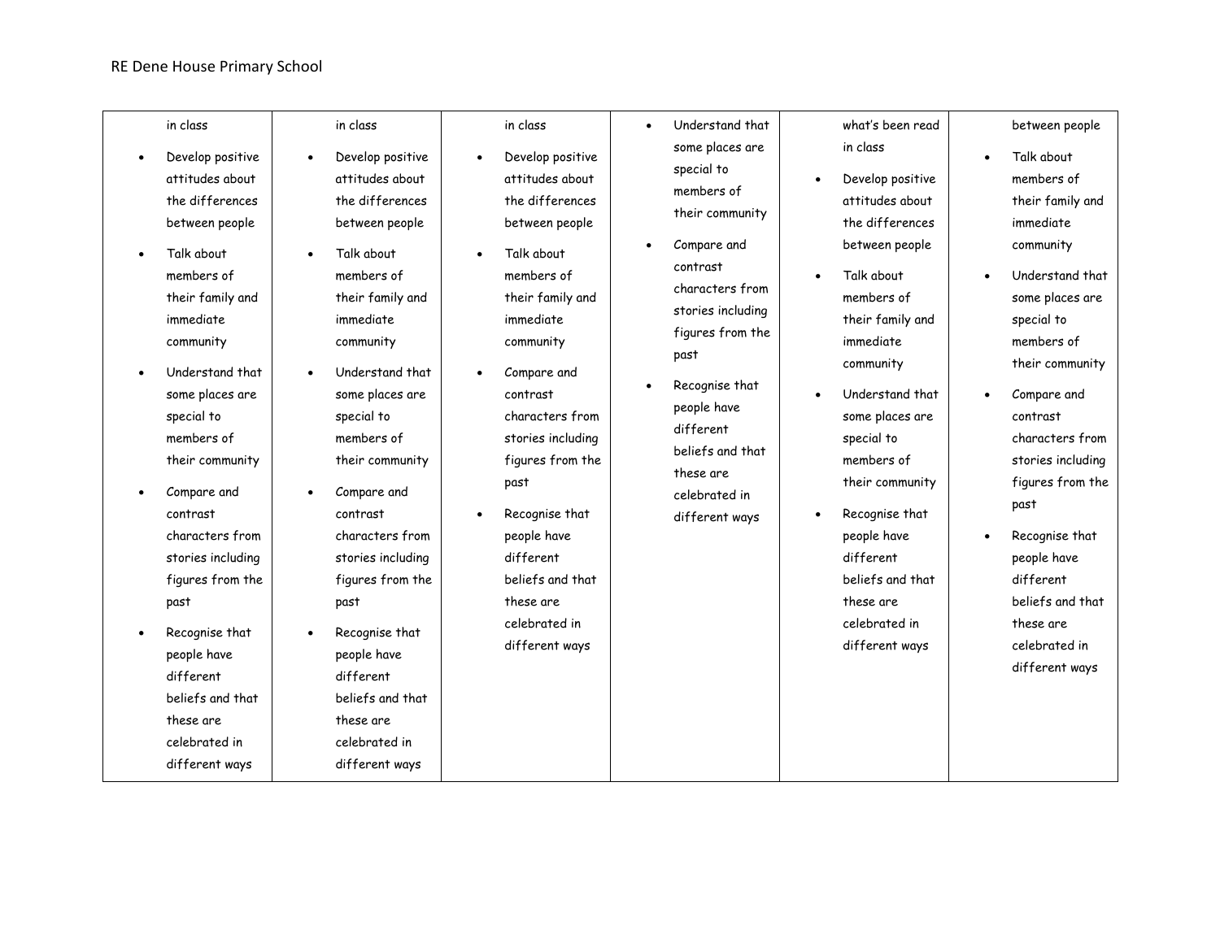| | | | | | |
|---|---|---|---|---|---|
| in class<br>• Develop positive attitudes about the differences between people<br>• Talk about members of their family and immediate community<br>• Understand that some places are special to members of their community<br>• Compare and contrast characters from stories including figures from the past<br>• Recognise that people have different beliefs and that these are celebrated in different ways | in class<br>• Develop positive attitudes about the differences between people<br>• Talk about members of their family and immediate community<br>• Understand that some places are special to members of their community<br>• Compare and contrast characters from stories including figures from the past<br>• Recognise that people have different beliefs and that these are celebrated in different ways | in class<br>• Develop positive attitudes about the differences between people<br>• Talk about members of their family and immediate community<br>• Compare and contrast characters from stories including figures from the past<br>• Recognise that people have different beliefs and that these are celebrated in different ways | • Understand that some places are special to members of their community<br>• Compare and contrast characters from stories including figures from the past<br>• Recognise that people have different beliefs and that these are celebrated in different ways | what's been read in class<br>• Develop positive attitudes about the differences between people<br>• Talk about members of their family and immediate community<br>• Understand that some places are special to members of their community<br>• Recognise that people have different beliefs and that these are celebrated in different ways | between people<br>• Talk about members of their family and immediate community<br>• Understand that some places are special to members of their community<br>• Compare and contrast characters from stories including figures from the past<br>• Recognise that people have different beliefs and that these are celebrated in different ways |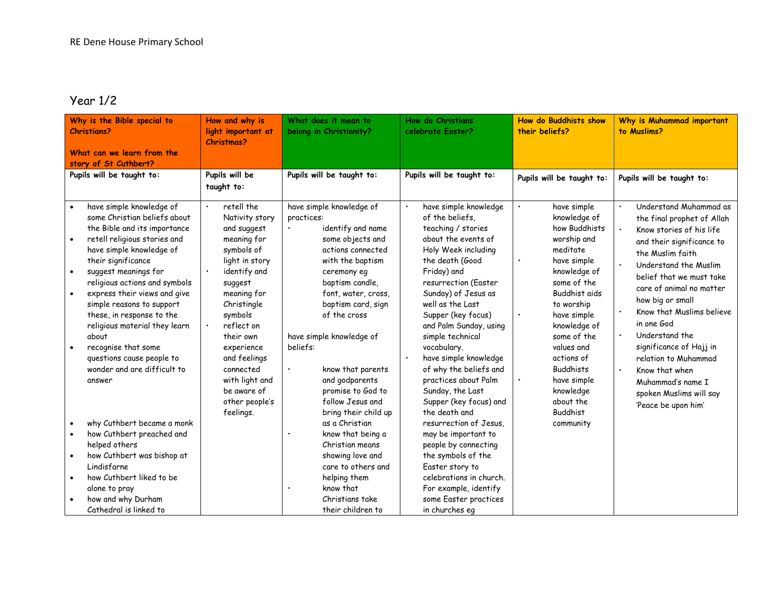RE Dene House Primary School

## Year 1/2

| Why is the Bible special to Christians?<br><br>What can we learn from the story of St Cuthbert? | How and why is light important at Christmas? | What does it mean to belong in Christianity? | How do Christians celebrate Easter? | How do Buddhists show their beliefs? | Why is Muhammad important to Muslims? |
|---|---|---|---|---|---|
| **Pupils will be taught to:** | **Pupils will be taught to:** | **Pupils will be taught to:** | **Pupils will be taught to:** | **Pupils will be taught to:** | **Pupils will be taught to:** |
| • have simple knowledge of some Christian beliefs about the Bible and its importance<br>• retell religious stories and have simple knowledge of their significance<br>• suggest meanings for religious actions and symbols<br>• express their views and give simple reasons to support these, in response to the religious material they learn about<br>• recognise that some questions cause people to wonder and are difficult to answer<br><br>• why Cuthbert became a monk<br>• how Cuthbert preached and helped others<br>• how Cuthbert was bishop at Lindisfarne<br>• how Cuthbert liked to be alone to pray<br>• how and why Durham Cathedral is linked to | • retell the Nativity story and suggest meaning for symbols of light in story<br>• identify and suggest meaning for Christingle symbols<br>• reflect on their own experience and feelings connected with light and be aware of other people's feelings. | have simple knowledge of practices:<br>• identify and name some objects and actions connected with the baptism ceremony eg baptism candle, font, water, cross, baptism card, sign of the cross<br><br>have simple knowledge of beliefs:<br><br>• know that parents and godparents promise to God to follow Jesus and bring their child up as a Christian<br>• know that being a Christian means showing love and care to others and helping them<br>• know that Christians take their children to | • have simple knowledge of the beliefs, teaching / stories about the events of Holy Week including the death (Good Friday) and resurrection (Easter Sunday) of Jesus as well as the Last Supper (key focus) and Palm Sunday, using simple technical vocabulary.<br>• have simple knowledge of why the beliefs and practices about Palm Sunday, the Last Supper (key focus) and the death and resurrection of Jesus, may be important to people by connecting the symbols of the Easter story to celebrations in church. For example, identify some Easter practices in churches eg | • have simple knowledge of how Buddhists worship and meditate<br>• have simple knowledge of some of the Buddhist aids to worship<br>• have simple knowledge of some of the values and actions of Buddhists<br>• have simple knowledge about the Buddhist community | • Understand Muhammad as the final prophet of Allah<br>• Know stories of his life and their significance to the Muslim faith<br>• Understand the Muslim belief that we must take care of animal no matter how big or small<br>• Know that Muslims believe in one God<br>• Understand the significance of Hajj in relation to Muhammad<br>• Know that when Muhammad's name I spoken Muslims will say 'Peace be upon him' |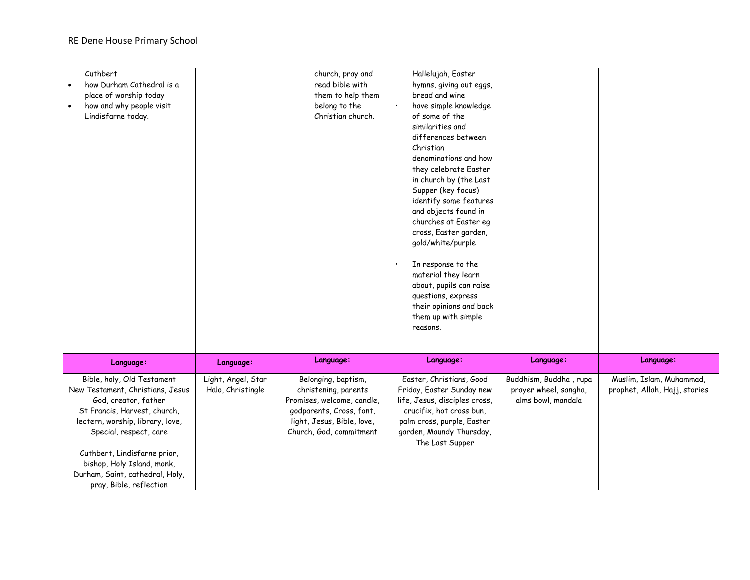| | | | | | |
|---|---|---|---|---|---|
| Cuthbert<br>• how Durham Cathedral is a place of worship today<br>• how and why people visit Lindisfarne today. | | church, pray and read bible with them to help them belong to the Christian church. | Hallelujah, Easter hymns, giving out eggs, bread and wine<br>• have simple knowledge of some of the similarities and differences between Christian denominations and how they celebrate Easter in church by (the Last Supper (key focus) identify some features and objects found in churches at Easter eg cross, Easter garden, gold/white/purple<br>• In response to the material they learn about, pupils can raise questions, express their opinions and back them up with simple reasons. | | |
| **Language:** | **Language:** | **Language:** | **Language:** | **Language:** | **Language:** |
| Bible, holy, Old Testament New Testament, Christians, Jesus God, creator, father St Francis, Harvest, church, lectern, worship, library, love, Special, respect, care<br><br>Cuthbert, Lindisfarne prior, bishop, Holy Island, monk, Durham, Saint, cathedral, Holy, pray, Bible, reflection | Light, Angel, Star Halo, Christingle | Belonging, baptism, christening, parents Promises, welcome, candle, godparents, Cross, font, light, Jesus, Bible, love, Church, God, commitment | Easter, Christians, Good Friday, Easter Sunday new life, Jesus, disciples cross, crucifix, hot cross bun, palm cross, purple, Easter garden, Maundy Thursday, The Last Supper | Buddhism, Buddha , rupa prayer wheel, sangha, alms bowl, mandala | Muslim, Islam, Muhammad, prophet, Allah, Hajj, stories |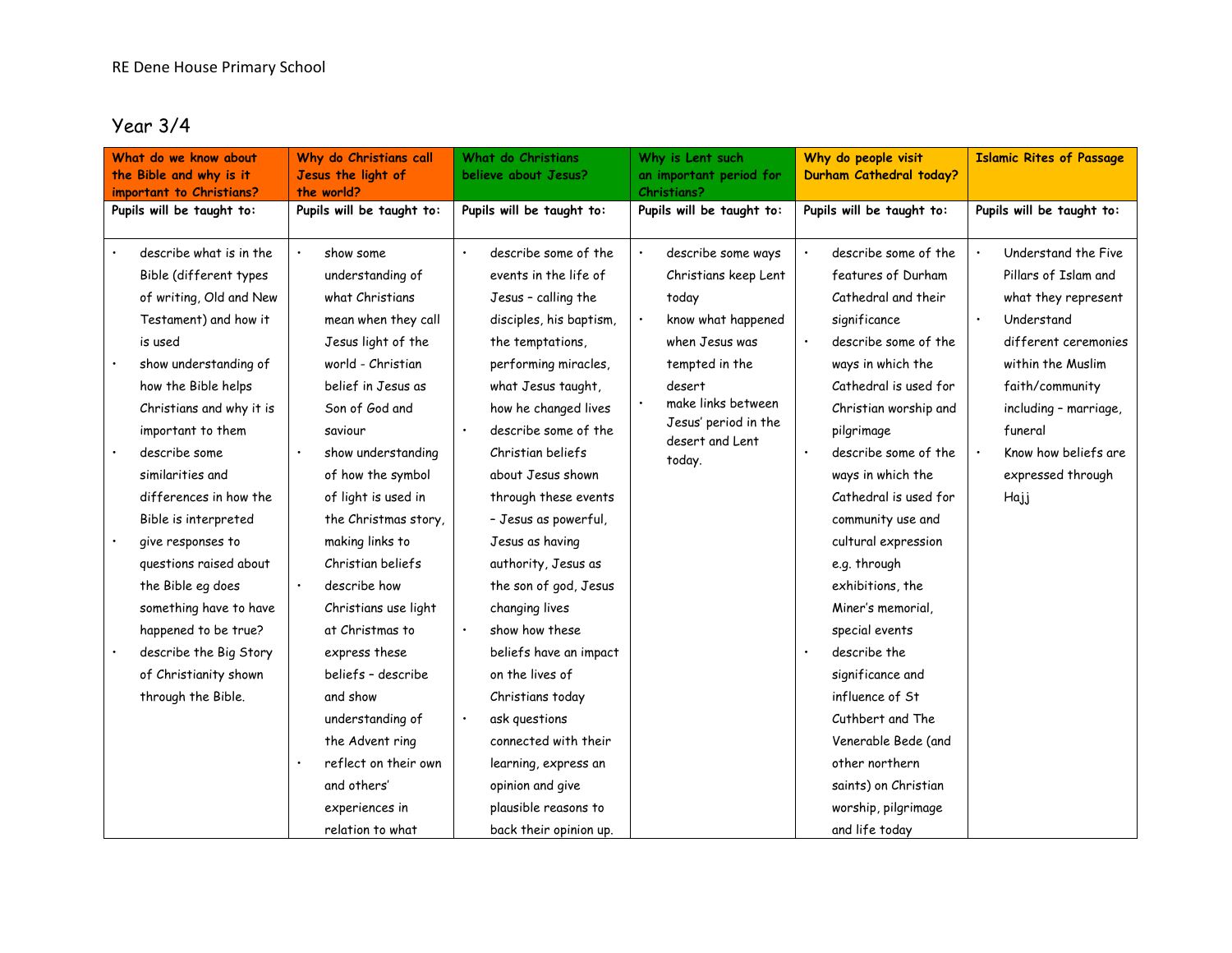RE Dene House Primary School

## Year 3/4

| What do we know about the Bible and why is it important to Christians? | Why do Christians call Jesus the light of the world? | What do Christians believe about Jesus? | Why is Lent such an important period for Christians? | Why do people visit Durham Cathedral today? | Islamic Rites of Passage |
|---|---|---|---|---|---|
| Pupils will be taught to: | Pupils will be taught to: | Pupils will be taught to: | Pupils will be taught to: | Pupils will be taught to: | Pupils will be taught to: |
| • describe what is in the Bible (different types of writing, Old and New Testament) and how it is used<br>• show understanding of how the Bible helps Christians and why it is important to them<br>• describe some similarities and differences in how the Bible is interpreted<br>• give responses to questions raised about the Bible eg does something have to have happened to be true?<br>• describe the Big Story of Christianity shown through the Bible. | • show some understanding of what Christians mean when they call Jesus light of the world - Christian belief in Jesus as Son of God and saviour<br>• show understanding of how the symbol of light is used in the Christmas story, making links to Christian beliefs<br>• describe how Christians use light at Christmas to express these beliefs – describe and show understanding of the Advent ring<br>• reflect on their own and others' experiences in relation to what | • describe some of the events in the life of Jesus – calling the disciples, his baptism, the temptations, performing miracles, what Jesus taught, how he changed lives<br>• describe some of the Christian beliefs about Jesus shown through these events – Jesus as powerful, Jesus as having authority, Jesus as the son of god, Jesus changing lives<br>• show how these beliefs have an impact on the lives of Christians today<br>• ask questions connected with their learning, express an opinion and give plausible reasons to back their opinion up. | • describe some ways Christians keep Lent today<br>• know what happened when Jesus was tempted in the desert<br>• make links between Jesus' period in the desert and Lent today. | • describe some of the features of Durham Cathedral and their significance<br>• describe some of the ways in which the Cathedral is used for Christian worship and pilgrimage<br>• describe some of the ways in which the Cathedral is used for community use and cultural expression e.g. through exhibitions, the Miner's memorial, special events<br>• describe the significance and influence of St Cuthbert and The Venerable Bede (and other northern saints) on Christian worship, pilgrimage and life today | • Understand the Five Pillars of Islam and what they represent<br>• Understand different ceremonies within the Muslim faith/community including – marriage, funeral<br>• Know how beliefs are expressed through Hajj |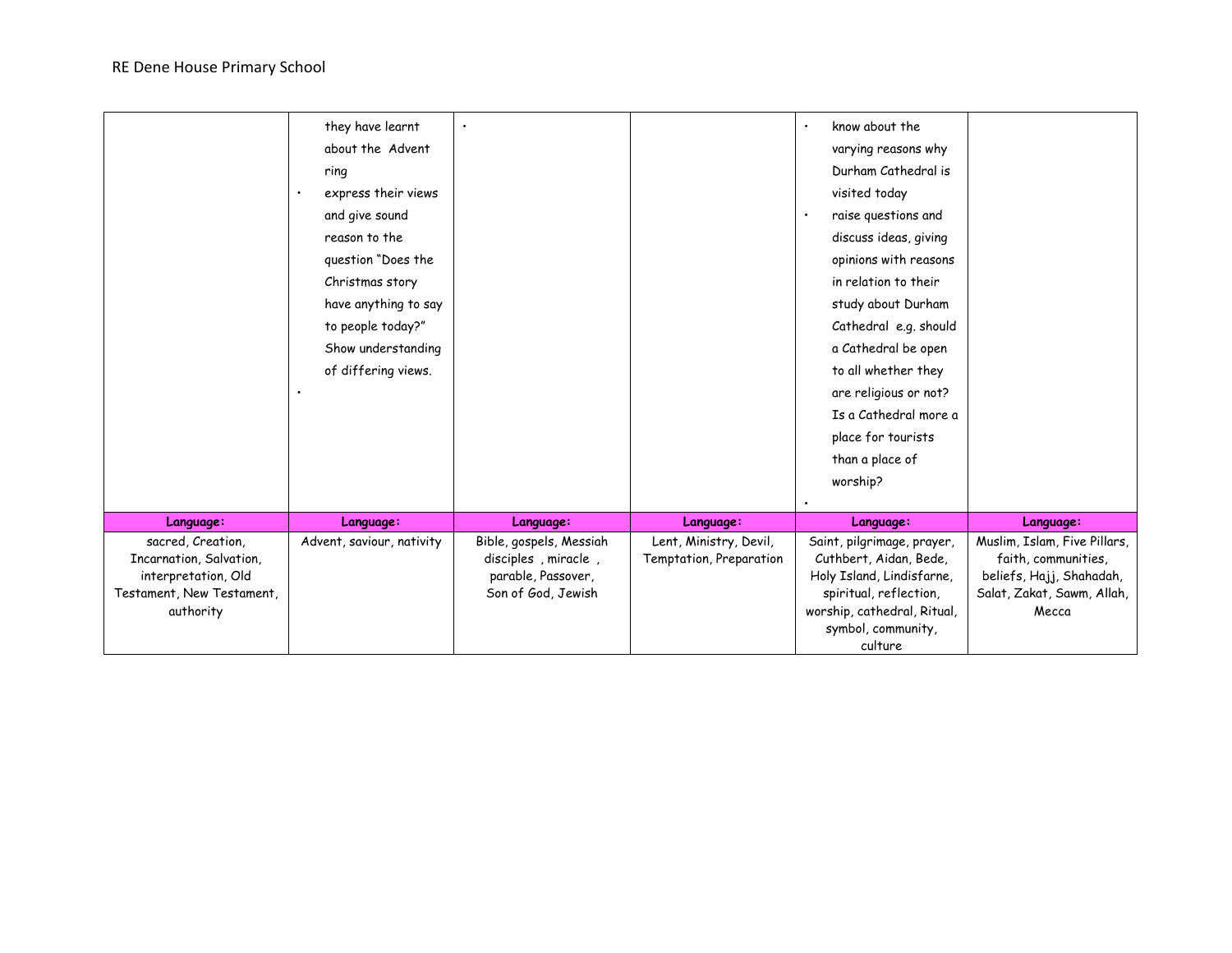| | | | | | |
|---|---|---|---|---|---|
| | they have learnt about the Advent ring<br>• express their views and give sound reason to the question "Does the Christmas story have anything to say to people today?" Show understanding of differing views.<br>• | • | | • know about the varying reasons why Durham Cathedral is visited today<br>• raise questions and discuss ideas, giving opinions with reasons in relation to their study about Durham Cathedral e.g. should a Cathedral be open to all whether they are religious or not? Is a Cathedral more a place for tourists than a place of worship?<br>• | |
| **Language:** | **Language:** | **Language:** | **Language:** | **Language:** | **Language:** |
| sacred, Creation, Incarnation, Salvation, interpretation, Old Testament, New Testament, authority | Advent, saviour, nativity | Bible, gospels, Messiah disciples , miracle , parable, Passover, Son of God, Jewish | Lent, Ministry, Devil, Temptation, Preparation | Saint, pilgrimage, prayer, Cuthbert, Aidan, Bede, Holy Island, Lindisfarne, spiritual, reflection, worship, cathedral, Ritual, symbol, community, culture | Muslim, Islam, Five Pillars, faith, communities, beliefs, Hajj, Shahadah, Salat, Zakat, Sawm, Allah, Mecca |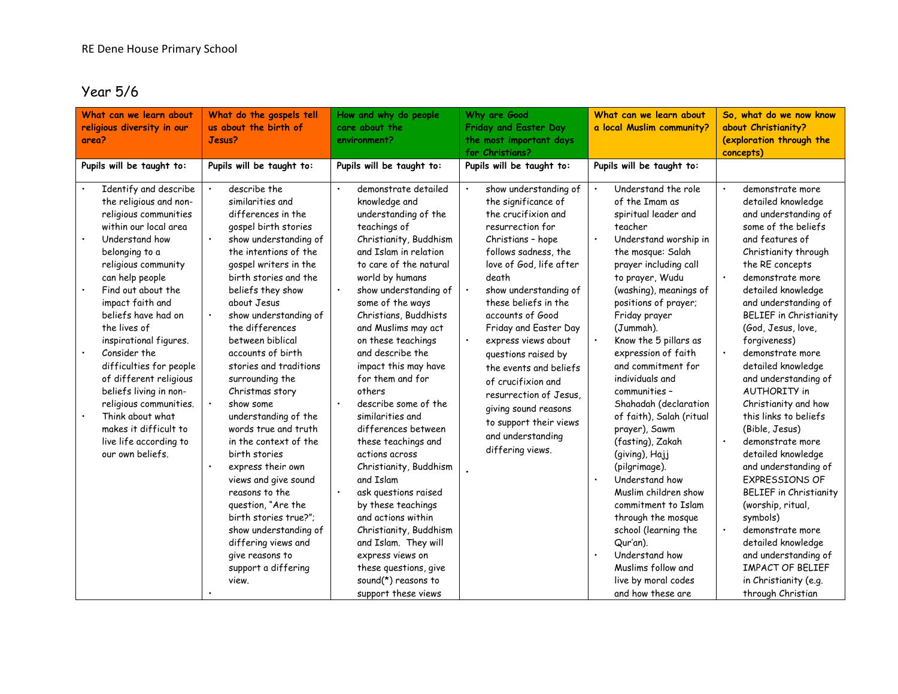RE Dene House Primary School

## Year 5/6

| What can we learn about religious diversity in our area? | What do the gospels tell us about the birth of Jesus? | How and why do people care about the environment? | Why are Good Friday and Easter Day the most important days for Christians? | What can we learn about a local Muslim community? | So, what do we now know about Christianity? (exploration through the concepts) |
|---|---|---|---|---|---|
| **Pupils will be taught to:** | **Pupils will be taught to:** | **Pupils will be taught to:** | **Pupils will be taught to:** | **Pupils will be taught to:** | |
| • Identify and describe the religious and non-religious communities within our local area<br>• Understand how belonging to a religious community can help people<br>• Find out about the impact faith and beliefs have had on the lives of inspirational figures.<br>• Consider the difficulties for people of different religious beliefs living in non-religious communities.<br>• Think about what makes it difficult to live life according to our own beliefs. | • describe the similarities and differences in the gospel birth stories<br>• show understanding of the intentions of the gospel writers in the birth stories and the beliefs they show about Jesus<br>• show understanding of the differences between biblical accounts of birth stories and traditions surrounding the Christmas story<br>• show some understanding of the words true and truth in the context of the birth stories<br>• express their own views and give sound reasons to the question, "Are the birth stories true?"; show understanding of differing views and give reasons to support a differing view.<br>• | • demonstrate detailed knowledge and understanding of the teachings of Christianity, Buddhism and Islam in relation to care of the natural world by humans<br>• show understanding of some of the ways Christians, Buddhists and Muslims may act on these teachings and describe the impact this may have for them and for others<br>• describe some of the similarities and differences between these teachings and actions across Christianity, Buddhism and Islam<br>• ask questions raised by these teachings and actions within Christianity, Buddhism and Islam. They will express views on these questions, give sound(*) reasons to support these views | • show understanding of the significance of the crucifixion and resurrection for Christians – hope follows sadness, the love of God, life after death<br>• show understanding of these beliefs in the accounts of Good Friday and Easter Day<br>• express views about questions raised by the events and beliefs of crucifixion and resurrection of Jesus, giving sound reasons to support their views and understanding differing views.<br>• | • Understand the role of the Imam as spiritual leader and teacher<br>• Understand worship in the mosque: Salah prayer including call to prayer, Wudu (washing), meanings of positions of prayer; Friday prayer (Jummah).<br>• Know the 5 pillars as expression of faith and commitment for individuals and communities – Shahadah (declaration of faith), Salah (ritual prayer), Sawm (fasting), Zakah (giving), Hajj (pilgrimage).<br>• Understand how Muslim children show commitment to Islam through the mosque school (learning the Qur'an).<br>• Understand how Muslims follow and live by moral codes and how these are | • demonstrate more detailed knowledge and understanding of some of the beliefs and features of Christianity through the RE concepts<br>• demonstrate more detailed knowledge and understanding of BELIEF in Christianity (God, Jesus, love, forgiveness)<br>• demonstrate more detailed knowledge and understanding of AUTHORITY in Christianity and how this links to beliefs (Bible, Jesus)<br>• demonstrate more detailed knowledge and understanding of EXPRESSIONS OF BELIEF in Christianity (worship, ritual, symbols)<br>• demonstrate more detailed knowledge and understanding of IMPACT OF BELIEF in Christianity (e.g. through Christian |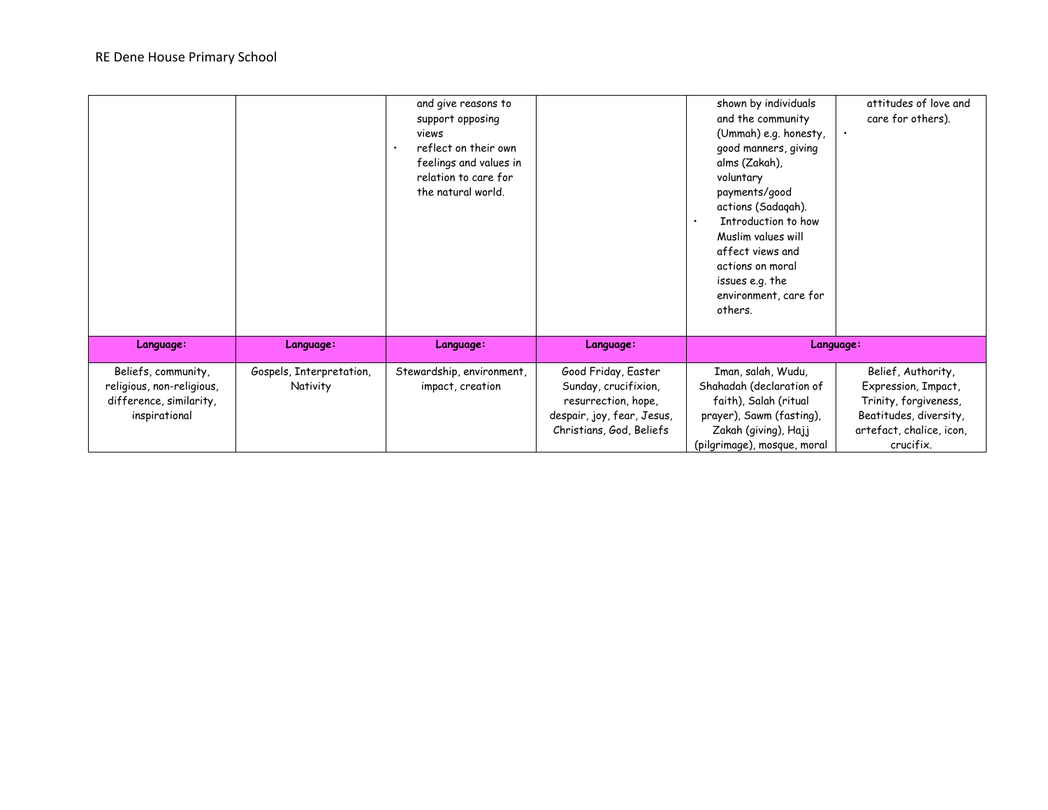| | | | | | |
|---|---|---|---|---|---|
| | | and give reasons to support opposing views<br>• reflect on their own feelings and values in relation to care for the natural world. | | shown by individuals and the community (Ummah) e.g. honesty, good manners, giving alms (Zakah), voluntary payments/good actions (Sadaqah).<br>• Introduction to how Muslim values will affect views and actions on moral issues e.g. the environment, care for others. | attitudes of love and care for others).<br>• |
| **Language:** | **Language:** | **Language:** | **Language:** | **Language:** | |
| Beliefs, community, religious, non-religious, difference, similarity, inspirational | Gospels, Interpretation, Nativity | Stewardship, environment, impact, creation | Good Friday, Easter Sunday, crucifixion, resurrection, hope, despair, joy, fear, Jesus, Christians, God, Beliefs | Iman, salah, Wudu, Shahadah (declaration of faith), Salah (ritual prayer), Sawm (fasting), Zakah (giving), Hajj (pilgrimage), mosque, moral | Belief, Authority, Expression, Impact, Trinity, forgiveness, Beatitudes, diversity, artefact, chalice, icon, crucifix. |